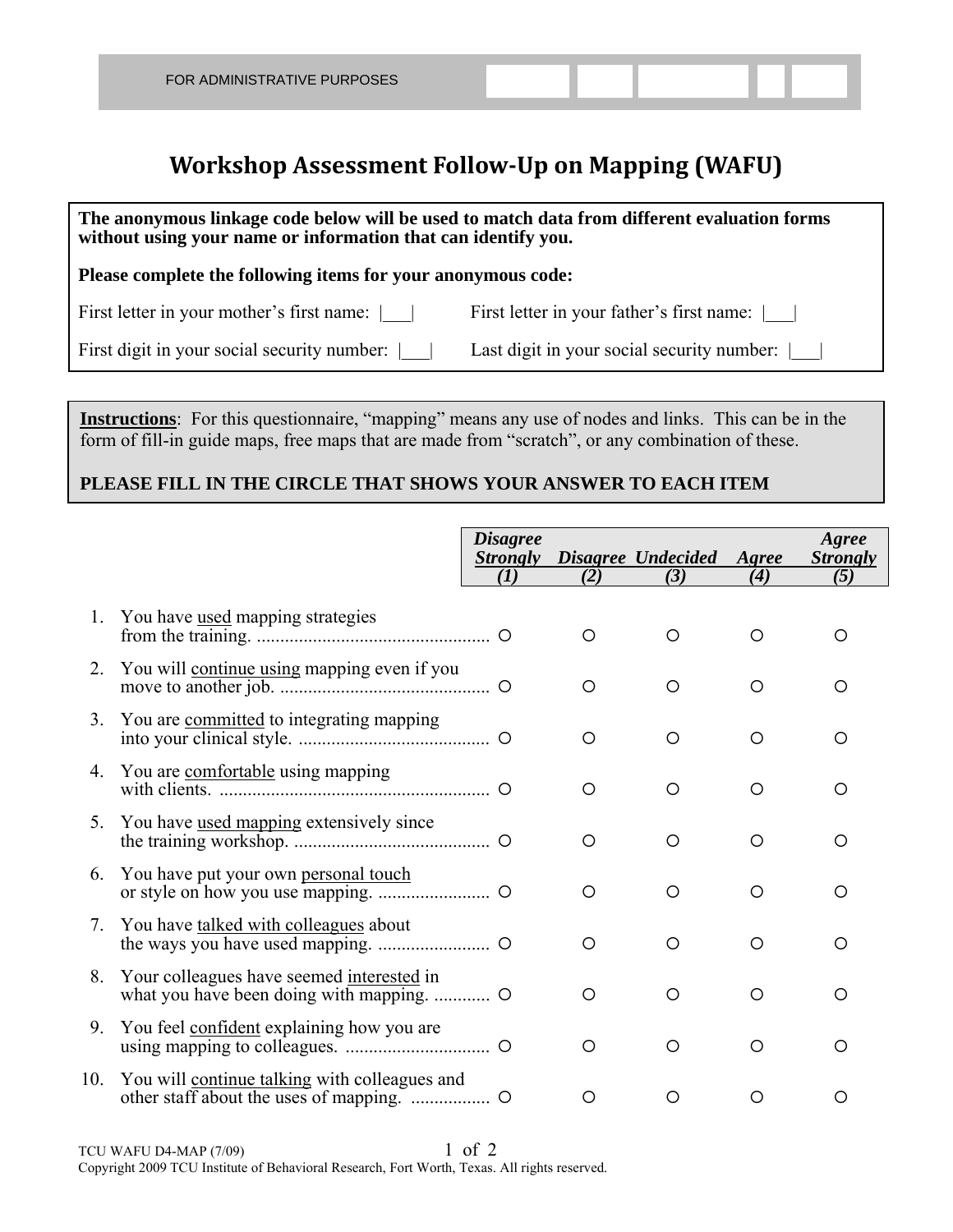FOR ADMINISTRATIVE PURPOSES

# Workshop Assessment Follow-Up on Mapping (WAFU)

**The anonymous linkage code below will be used to match data from different evaluation forms without using your name or information that can identify you.**

**Please complete the following items for your anonymous code:**

First letter in your mother's first name: |___|

First letter in your father's first name: |___|

First digit in your social security number: |___|

Last digit in your social security number: |___|

**Instructions**: For this questionnaire, "mapping" means any use of nodes and links. This can be in the form of fill-in guide maps, free maps that are made from "scratch", or any combination of these.

**PLEASE FILL IN THE CIRCLE THAT SHOWS YOUR ANSWER TO EACH ITEM**

| | *Disagree Strongly (1)* | *Disagree (2)* | *Undecided (3)* | *Agree (4)* | *Agree Strongly (5)* |
|---|---|---|---|---|---|
| 1. You have used mapping strategies from the training. | ○ | ○ | ○ | ○ | ○ |
| 2. You will continue using mapping even if you move to another job. | ○ | ○ | ○ | ○ | ○ |
| 3. You are committed to integrating mapping into your clinical style. | ○ | ○ | ○ | ○ | ○ |
| 4. You are comfortable using mapping with clients. | ○ | ○ | ○ | ○ | ○ |
| 5. You have used mapping extensively since the training workshop. | ○ | ○ | ○ | ○ | ○ |
| 6. You have put your own personal touch or style on how you use mapping. | ○ | ○ | ○ | ○ | ○ |
| 7. You have talked with colleagues about the ways you have used mapping. | ○ | ○ | ○ | ○ | ○ |
| 8. Your colleagues have seemed interested in what you have been doing with mapping. | ○ | ○ | ○ | ○ | ○ |
| 9. You feel confident explaining how you are using mapping to colleagues. | ○ | ○ | ○ | ○ | ○ |
| 10. You will continue talking with colleagues and other staff about the uses of mapping. | ○ | ○ | ○ | ○ | ○ |

TCU WAFU D4-MAP (7/09)

Copyright 2009 TCU Institute of Behavioral Research, Fort Worth, Texas. All rights reserved.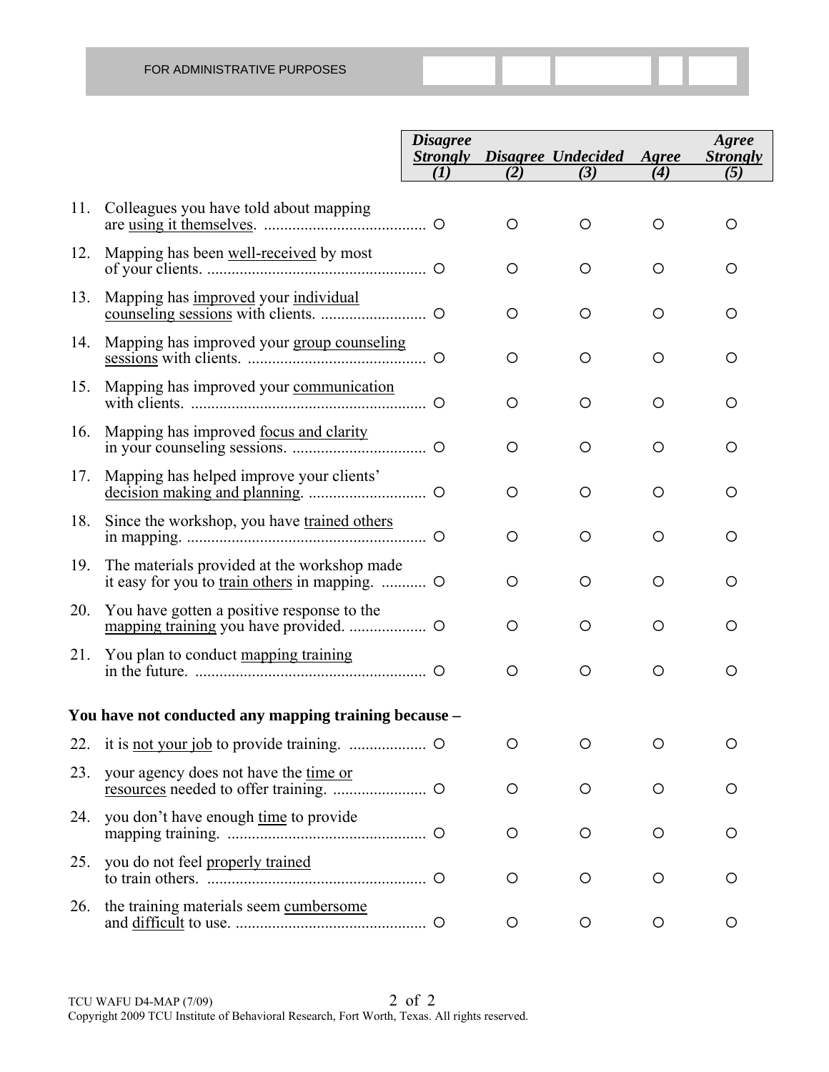FOR ADMINISTRATIVE PURPOSES

| | | Disagree Strongly (1) | Disagree (2) | Undecided (3) | Agree (4) | Agree Strongly (5) |
|---|---|---|---|---|---|---|
| 11. | Colleagues you have told about mapping are using it themselves. | ○ | ○ | ○ | ○ | ○ |
| 12. | Mapping has been well-received by most of your clients. | ○ | ○ | ○ | ○ | ○ |
| 13. | Mapping has improved your individual counseling sessions with clients. | ○ | ○ | ○ | ○ | ○ |
| 14. | Mapping has improved your group counseling sessions with clients. | ○ | ○ | ○ | ○ | ○ |
| 15. | Mapping has improved your communication with clients. | ○ | ○ | ○ | ○ | ○ |
| 16. | Mapping has improved focus and clarity in your counseling sessions. | ○ | ○ | ○ | ○ | ○ |
| 17. | Mapping has helped improve your clients' decision making and planning. | ○ | ○ | ○ | ○ | ○ |
| 18. | Since the workshop, you have trained others in mapping. | ○ | ○ | ○ | ○ | ○ |
| 19. | The materials provided at the workshop made it easy for you to train others in mapping. | ○ | ○ | ○ | ○ | ○ |
| 20. | You have gotten a positive response to the mapping training you have provided. | ○ | ○ | ○ | ○ | ○ |
| 21. | You plan to conduct mapping training in the future. | ○ | ○ | ○ | ○ | ○ |

**You have not conducted any mapping training because –**

| | | Disagree Strongly (1) | Disagree (2) | Undecided (3) | Agree (4) | Agree Strongly (5) |
|---|---|---|---|---|---|---|
| 22. | it is not your job to provide training. | ○ | ○ | ○ | ○ | ○ |
| 23. | your agency does not have the time or resources needed to offer training. | ○ | ○ | ○ | ○ | ○ |
| 24. | you don't have enough time to provide mapping training. | ○ | ○ | ○ | ○ | ○ |
| 25. | you do not feel properly trained to train others. | ○ | ○ | ○ | ○ | ○ |
| 26. | the training materials seem cumbersome and difficult to use. | ○ | ○ | ○ | ○ | ○ |

TCU WAFU D4-MAP (7/09)
Copyright 2009 TCU Institute of Behavioral Research, Fort Worth, Texas. All rights reserved.